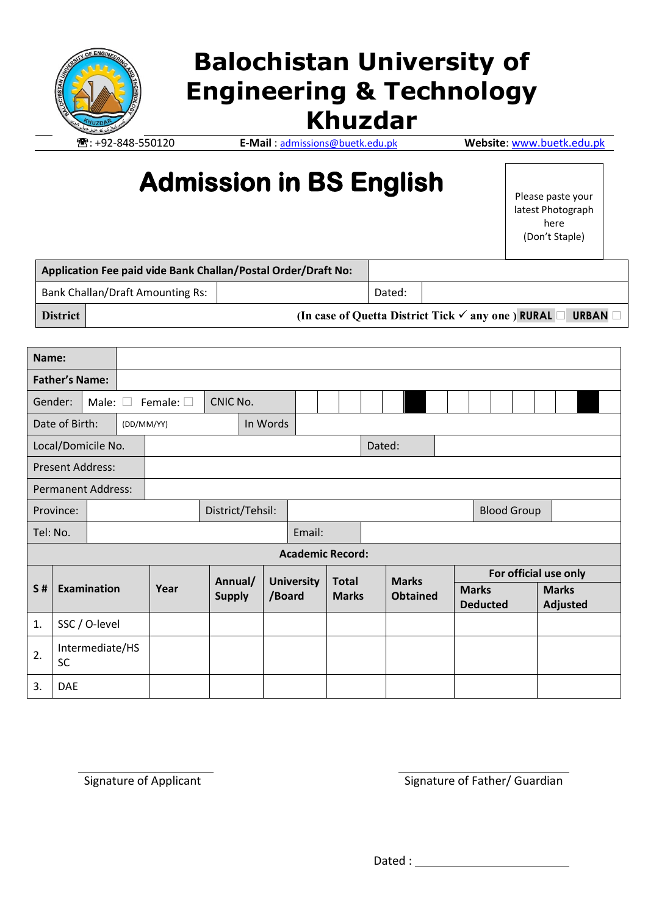# Balochistan University of Engineering & Technology Khuzdar

☎: +92-848-550120 **E-Mail**: admissions@buetk.edu.pk **Website**: www.buetk.edu.pk

# Admission in BS English

Please paste your latest Photograph here (Don't Staple)

| **Application Fee paid vide Bank Challan/Postal Order/Draft No:** | | | |
|---|---|---|---|
| Bank Challan/Draft Amounting Rs: | | Dated: | |
| **District** | **(In case of Quetta District Tick ✓ any one ) RURAL ☐ URBAN ☐** | | |

| **Name:** | | | |
|---|---|---|---|
| **Father's Name:** | | | |
| Gender: Male: ☐ Female: ☐ | CNIC No. | | |
| Date of Birth: (DD/MM/YY) | | In Words | |
| Local/Domicile No. | | Dated: | |
| Present Address: | | | |
| Permanent Address: | | | |
| Province: | District/Tehsil: | Blood Group | |
| Tel: No. | | Email: | |

**Academic Record:**

| S # | Examination | Year | Annual/ Supply | University /Board | Total Marks | Marks Obtained | For official use only | |
|---|---|---|---|---|---|---|---|---|
| | | | | | | | Marks Deducted | Marks Adjusted |
| 1. | SSC / O-level | | | | | | | |
| 2. | Intermediate/HSSC | | | | | | | |
| 3. | DAE | | | | | | | |

Signature of Applicant

Signature of Father/ Guardian

Dated : ____________________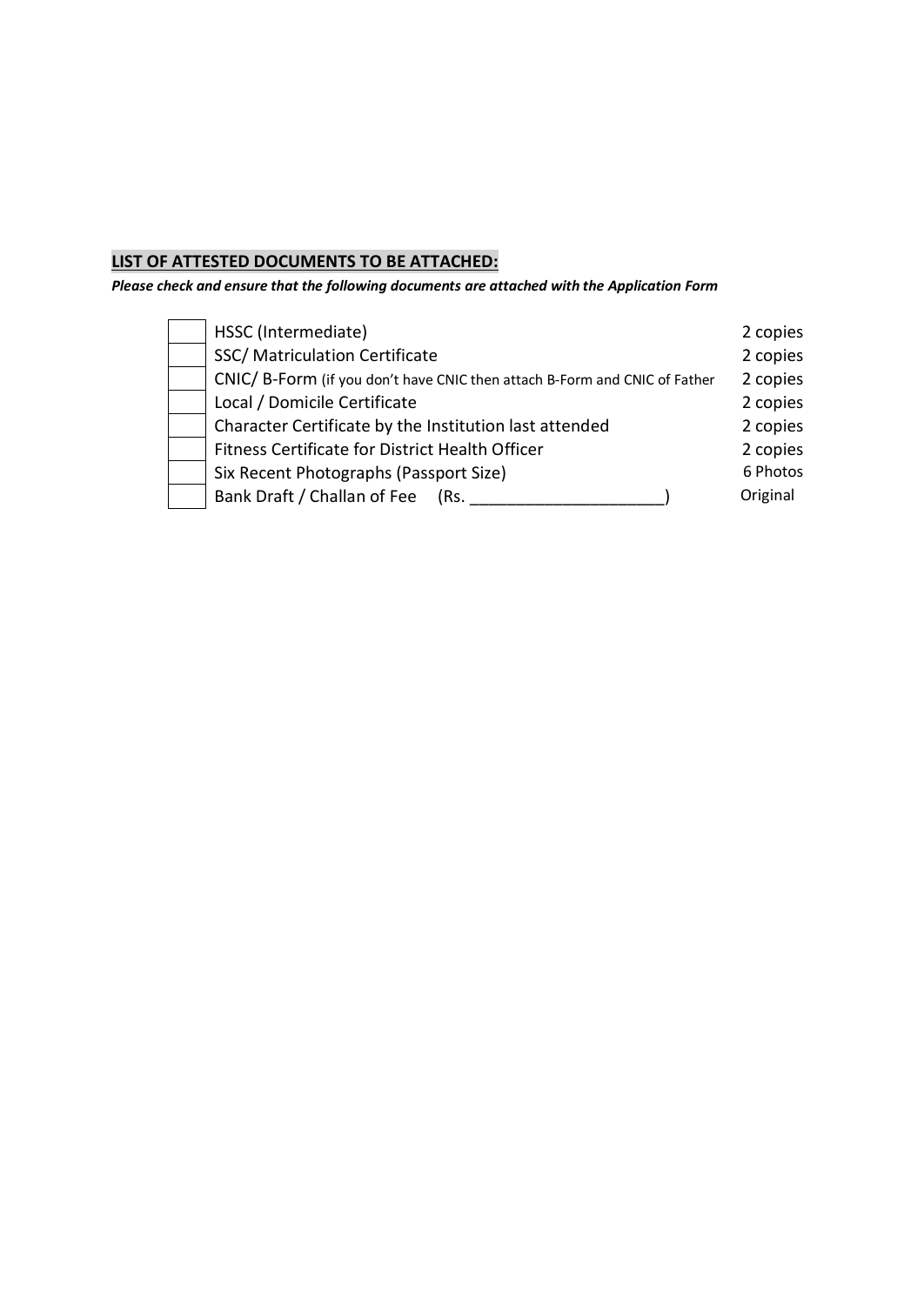## LIST OF ATTESTED DOCUMENTS TO BE ATTACHED:

***Please check and ensure that the following documents are attached with the Application Form***

| | Document | Quantity |
|---|---|---|
| ☐ | HSSC (Intermediate) | 2 copies |
| ☐ | SSC/ Matriculation Certificate | 2 copies |
| ☐ | CNIC/ B-Form (if you don't have CNIC then attach B-Form and CNIC of Father | 2 copies |
| ☐ | Local / Domicile Certificate | 2 copies |
| ☐ | Character Certificate by the Institution last attended | 2 copies |
| ☐ | Fitness Certificate for District Health Officer | 2 copies |
| ☐ | Six Recent Photographs (Passport Size) | 6 Photos |
| ☐ | Bank Draft / Challan of Fee (Rs. _____________________) | Original |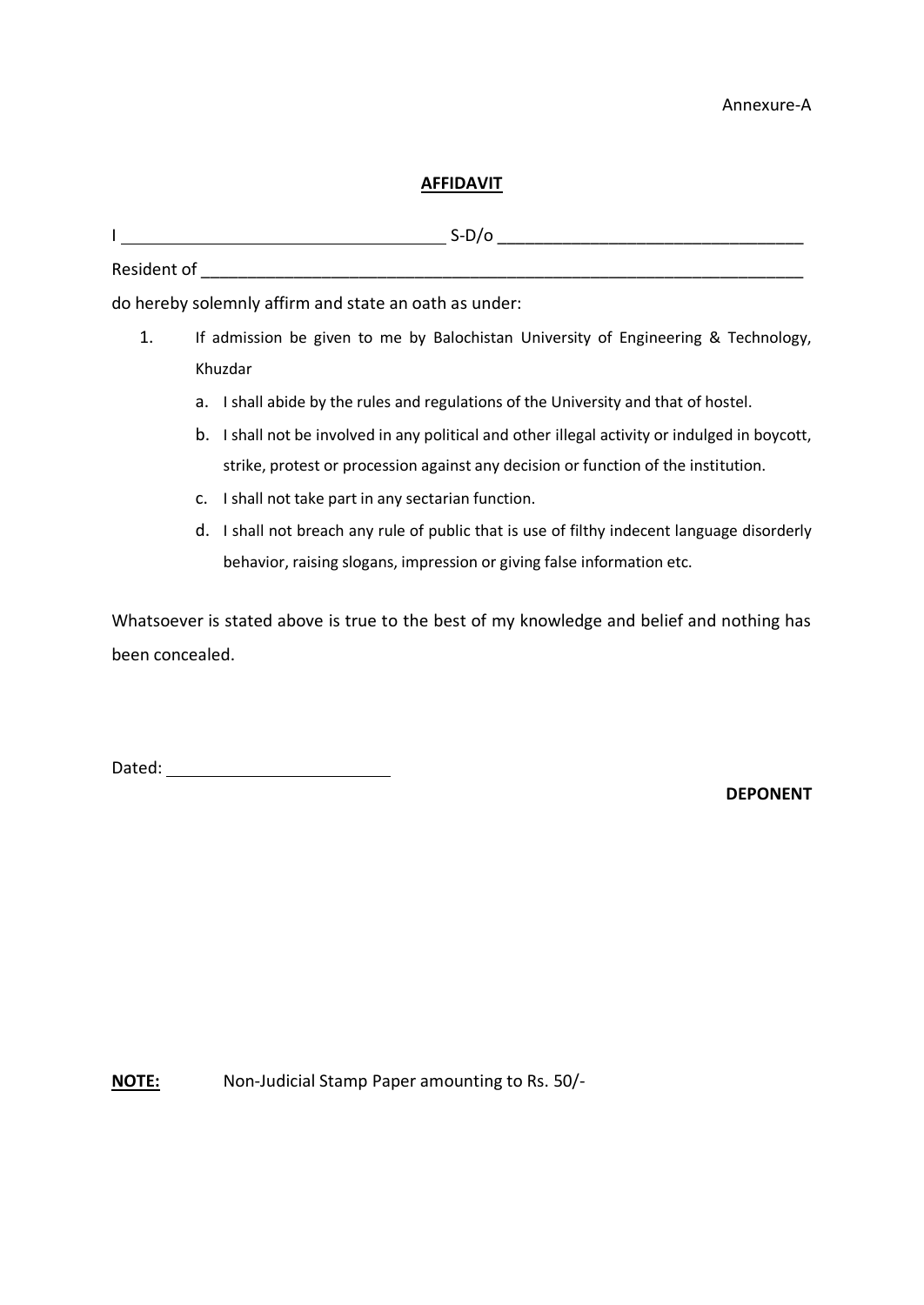Annexure-A

# AFFIDAVIT

I ___________________________________ S-D/o _________________________________

Resident of ______________________________________________________________________

do hereby solemnly affirm and state an oath as under:

1. If admission be given to me by Balochistan University of Engineering & Technology, Khuzdar
   a. I shall abide by the rules and regulations of the University and that of hostel.
   b. I shall not be involved in any political and other illegal activity or indulged in boycott, strike, protest or procession against any decision or function of the institution.
   c. I shall not take part in any sectarian function.
   d. I shall not breach any rule of public that is use of filthy indecent language disorderly behavior, raising slogans, impression or giving false information etc.

Whatsoever is stated above is true to the best of my knowledge and belief and nothing has been concealed.

Dated: ________________________

**DEPONENT**

**<u>NOTE:</u>** Non-Judicial Stamp Paper amounting to Rs. 50/-